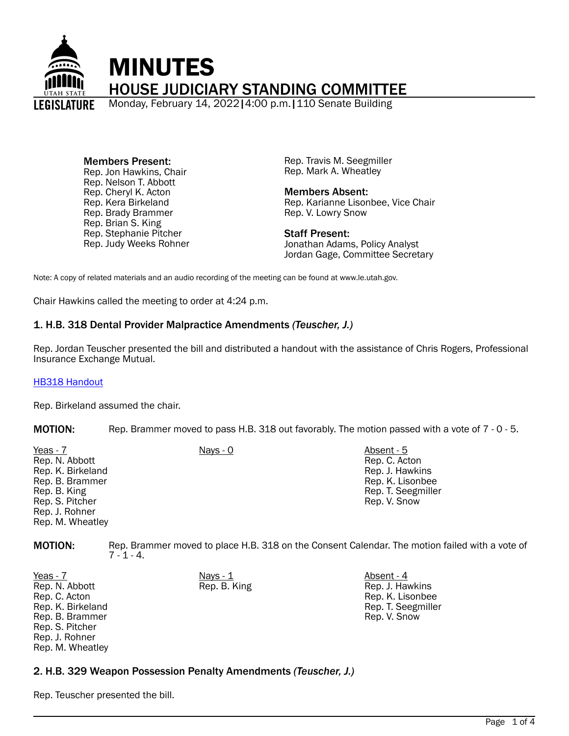# MINUTES

## HOUSE JUDICIARY STANDING COMMITTEE

Monday, February 14, 2022 | 4:00 p.m. | 110 Senate Building

**Members Present:**
Rep. Jon Hawkins, Chair
Rep. Nelson T. Abbott
Rep. Cheryl K. Acton
Rep. Kera Birkeland
Rep. Brady Brammer
Rep. Brian S. King
Rep. Stephanie Pitcher
Rep. Judy Weeks Rohner
Rep. Travis M. Seegmiller
Rep. Mark A. Wheatley

**Members Absent:**
Rep. Karianne Lisonbee, Vice Chair
Rep. V. Lowry Snow

**Staff Present:**
Jonathan Adams, Policy Analyst
Jordan Gage, Committee Secretary

Note: A copy of related materials and an audio recording of the meeting can be found at www.le.utah.gov.

Chair Hawkins called the meeting to order at 4:24 p.m.

### 1. H.B. 318 Dental Provider Malpractice Amendments *(Teuscher, J.)*

Rep. Jordan Teuscher presented the bill and distributed a handout with the assistance of Chris Rogers, Professional Insurance Exchange Mutual.

HB318 Handout

Rep. Birkeland assumed the chair.

**MOTION:** Rep. Brammer moved to pass H.B. 318 out favorably. The motion passed with a vote of 7 - 0 - 5.

| Yeas - 7 | Nays - 0 | Absent - 5 |
|---|---|---|
| Rep. N. Abbott | | Rep. C. Acton |
| Rep. K. Birkeland | | Rep. J. Hawkins |
| Rep. B. Brammer | | Rep. K. Lisonbee |
| Rep. B. King | | Rep. T. Seegmiller |
| Rep. S. Pitcher | | Rep. V. Snow |
| Rep. J. Rohner | | |
| Rep. M. Wheatley | | |

**MOTION:** Rep. Brammer moved to place H.B. 318 on the Consent Calendar. The motion failed with a vote of 7 - 1 - 4.

| Yeas - 7 | Nays - 1 | Absent - 4 |
|---|---|---|
| Rep. N. Abbott | Rep. B. King | Rep. J. Hawkins |
| Rep. C. Acton | | Rep. K. Lisonbee |
| Rep. K. Birkeland | | Rep. T. Seegmiller |
| Rep. B. Brammer | | Rep. V. Snow |
| Rep. S. Pitcher | | |
| Rep. J. Rohner | | |
| Rep. M. Wheatley | | |

### 2. H.B. 329 Weapon Possession Penalty Amendments *(Teuscher, J.)*

Rep. Teuscher presented the bill.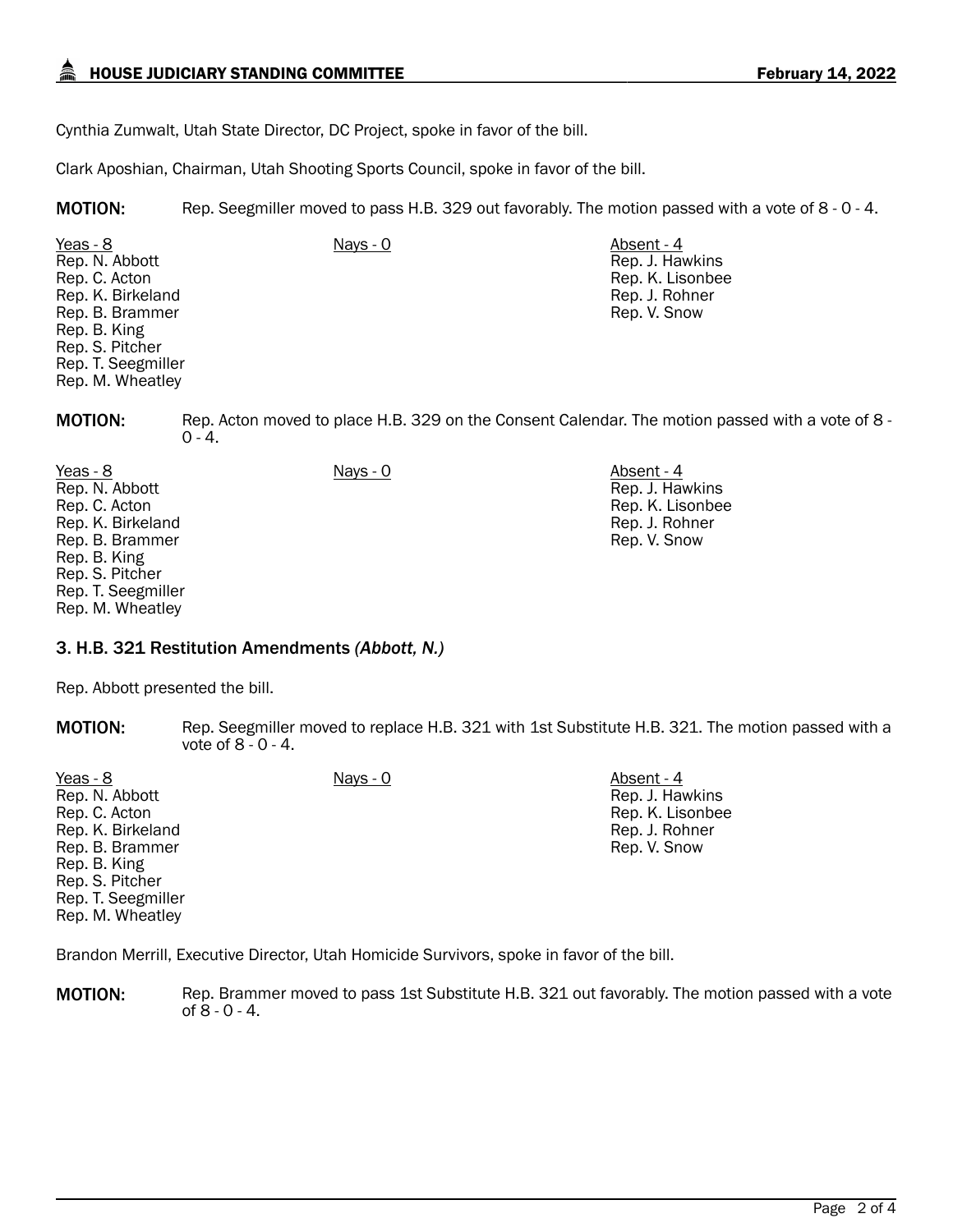Cynthia Zumwalt, Utah State Director, DC Project, spoke in favor of the bill.

Clark Aposhian, Chairman, Utah Shooting Sports Council, spoke in favor of the bill.

**MOTION:** Rep. Seegmiller moved to pass H.B. 329 out favorably. The motion passed with a vote of 8 - 0 - 4.

| Yeas - 8 | Nays - 0 | Absent - 4 |
| --- | --- | --- |
| Rep. N. Abbott | | Rep. J. Hawkins |
| Rep. C. Acton | | Rep. K. Lisonbee |
| Rep. K. Birkeland | | Rep. J. Rohner |
| Rep. B. Brammer | | Rep. V. Snow |
| Rep. B. King | | |
| Rep. S. Pitcher | | |
| Rep. T. Seegmiller | | |
| Rep. M. Wheatley | | |

**MOTION:** Rep. Acton moved to place H.B. 329 on the Consent Calendar. The motion passed with a vote of 8 - 0 - 4.

| Yeas - 8 | Nays - 0 | Absent - 4 |
| --- | --- | --- |
| Rep. N. Abbott | | Rep. J. Hawkins |
| Rep. C. Acton | | Rep. K. Lisonbee |
| Rep. K. Birkeland | | Rep. J. Rohner |
| Rep. B. Brammer | | Rep. V. Snow |
| Rep. B. King | | |
| Rep. S. Pitcher | | |
| Rep. T. Seegmiller | | |
| Rep. M. Wheatley | | |

### 3. H.B. 321 Restitution Amendments *(Abbott, N.)*

Rep. Abbott presented the bill.

**MOTION:** Rep. Seegmiller moved to replace H.B. 321 with 1st Substitute H.B. 321. The motion passed with a vote of 8 - 0 - 4.

| Yeas - 8 | Nays - 0 | Absent - 4 |
| --- | --- | --- |
| Rep. N. Abbott | | Rep. J. Hawkins |
| Rep. C. Acton | | Rep. K. Lisonbee |
| Rep. K. Birkeland | | Rep. J. Rohner |
| Rep. B. Brammer | | Rep. V. Snow |
| Rep. B. King | | |
| Rep. S. Pitcher | | |
| Rep. T. Seegmiller | | |
| Rep. M. Wheatley | | |

Brandon Merrill, Executive Director, Utah Homicide Survivors, spoke in favor of the bill.

**MOTION:** Rep. Brammer moved to pass 1st Substitute H.B. 321 out favorably. The motion passed with a vote of 8 - 0 - 4.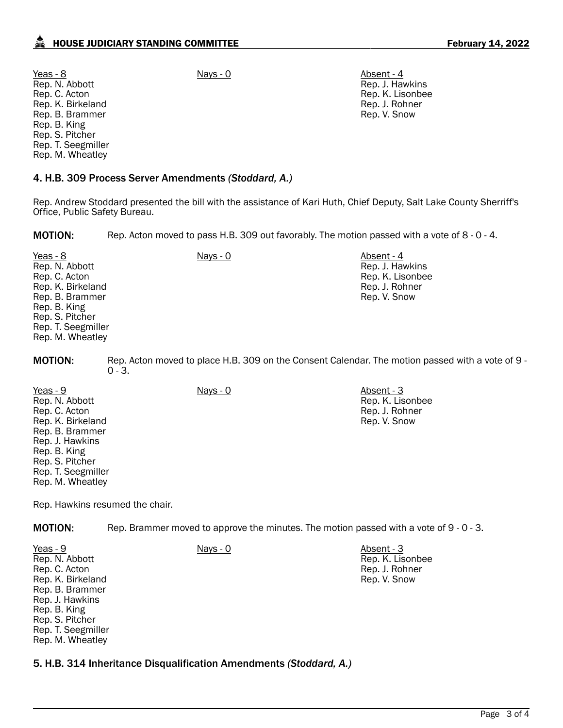| Yeas - 8 | Nays - 0 | Absent - 4 |
|---|---|---|
| Rep. N. Abbott | | Rep. J. Hawkins |
| Rep. C. Acton | | Rep. K. Lisonbee |
| Rep. K. Birkeland | | Rep. J. Rohner |
| Rep. B. Brammer | | Rep. V. Snow |
| Rep. B. King | | |
| Rep. S. Pitcher | | |
| Rep. T. Seegmiller | | |
| Rep. M. Wheatley | | |

## 4. H.B. 309 Process Server Amendments *(Stoddard, A.)*

Rep. Andrew Stoddard presented the bill with the assistance of Kari Huth, Chief Deputy, Salt Lake County Sherriff's Office, Public Safety Bureau.

**MOTION:** Rep. Acton moved to pass H.B. 309 out favorably. The motion passed with a vote of 8 - 0 - 4.

| Yeas - 8 | Nays - 0 | Absent - 4 |
|---|---|---|
| Rep. N. Abbott | | Rep. J. Hawkins |
| Rep. C. Acton | | Rep. K. Lisonbee |
| Rep. K. Birkeland | | Rep. J. Rohner |
| Rep. B. Brammer | | Rep. V. Snow |
| Rep. B. King | | |
| Rep. S. Pitcher | | |
| Rep. T. Seegmiller | | |
| Rep. M. Wheatley | | |

**MOTION:** Rep. Acton moved to place H.B. 309 on the Consent Calendar. The motion passed with a vote of 9 - 0 - 3.

| Yeas - 9 | Nays - 0 | Absent - 3 |
|---|---|---|
| Rep. N. Abbott | | Rep. K. Lisonbee |
| Rep. C. Acton | | Rep. J. Rohner |
| Rep. K. Birkeland | | Rep. V. Snow |
| Rep. B. Brammer | | |
| Rep. J. Hawkins | | |
| Rep. B. King | | |
| Rep. S. Pitcher | | |
| Rep. T. Seegmiller | | |
| Rep. M. Wheatley | | |

Rep. Hawkins resumed the chair.

**MOTION:** Rep. Brammer moved to approve the minutes. The motion passed with a vote of 9 - 0 - 3.

| Yeas - 9 | Nays - 0 | Absent - 3 |
|---|---|---|
| Rep. N. Abbott | | Rep. K. Lisonbee |
| Rep. C. Acton | | Rep. J. Rohner |
| Rep. K. Birkeland | | Rep. V. Snow |
| Rep. B. Brammer | | |
| Rep. J. Hawkins | | |
| Rep. B. King | | |
| Rep. S. Pitcher | | |
| Rep. T. Seegmiller | | |
| Rep. M. Wheatley | | |

## 5. H.B. 314 Inheritance Disqualification Amendments *(Stoddard, A.)*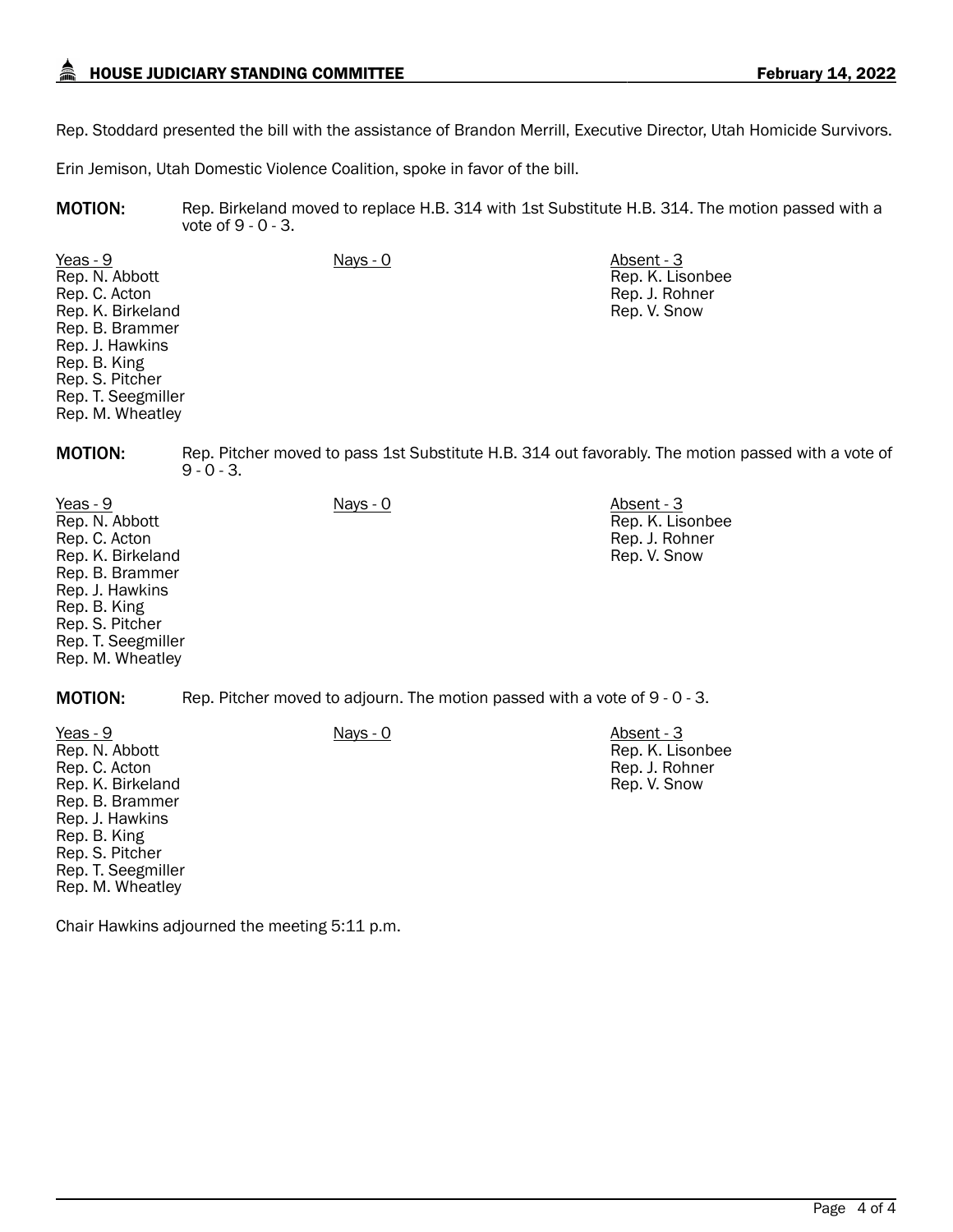Rep. Stoddard presented the bill with the assistance of Brandon Merrill, Executive Director, Utah Homicide Survivors.

Erin Jemison, Utah Domestic Violence Coalition, spoke in favor of the bill.

**MOTION:** Rep. Birkeland moved to replace H.B. 314 with 1st Substitute H.B. 314. The motion passed with a vote of 9 - 0 - 3.

| Yeas - 9 | Nays - 0 | Absent - 3 |
|---|---|---|
| Rep. N. Abbott | | Rep. K. Lisonbee |
| Rep. C. Acton | | Rep. J. Rohner |
| Rep. K. Birkeland | | Rep. V. Snow |
| Rep. B. Brammer | | |
| Rep. J. Hawkins | | |
| Rep. B. King | | |
| Rep. S. Pitcher | | |
| Rep. T. Seegmiller | | |
| Rep. M. Wheatley | | |

**MOTION:** Rep. Pitcher moved to pass 1st Substitute H.B. 314 out favorably. The motion passed with a vote of 9 - 0 - 3.

| Yeas - 9 | Nays - 0 | Absent - 3 |
|---|---|---|
| Rep. N. Abbott | | Rep. K. Lisonbee |
| Rep. C. Acton | | Rep. J. Rohner |
| Rep. K. Birkeland | | Rep. V. Snow |
| Rep. B. Brammer | | |
| Rep. J. Hawkins | | |
| Rep. B. King | | |
| Rep. S. Pitcher | | |
| Rep. T. Seegmiller | | |
| Rep. M. Wheatley | | |

**MOTION:** Rep. Pitcher moved to adjourn. The motion passed with a vote of 9 - 0 - 3.

| Yeas - 9 | Nays - 0 | Absent - 3 |
|---|---|---|
| Rep. N. Abbott | | Rep. K. Lisonbee |
| Rep. C. Acton | | Rep. J. Rohner |
| Rep. K. Birkeland | | Rep. V. Snow |
| Rep. B. Brammer | | |
| Rep. J. Hawkins | | |
| Rep. B. King | | |
| Rep. S. Pitcher | | |
| Rep. T. Seegmiller | | |
| Rep. M. Wheatley | | |

Chair Hawkins adjourned the meeting 5:11 p.m.